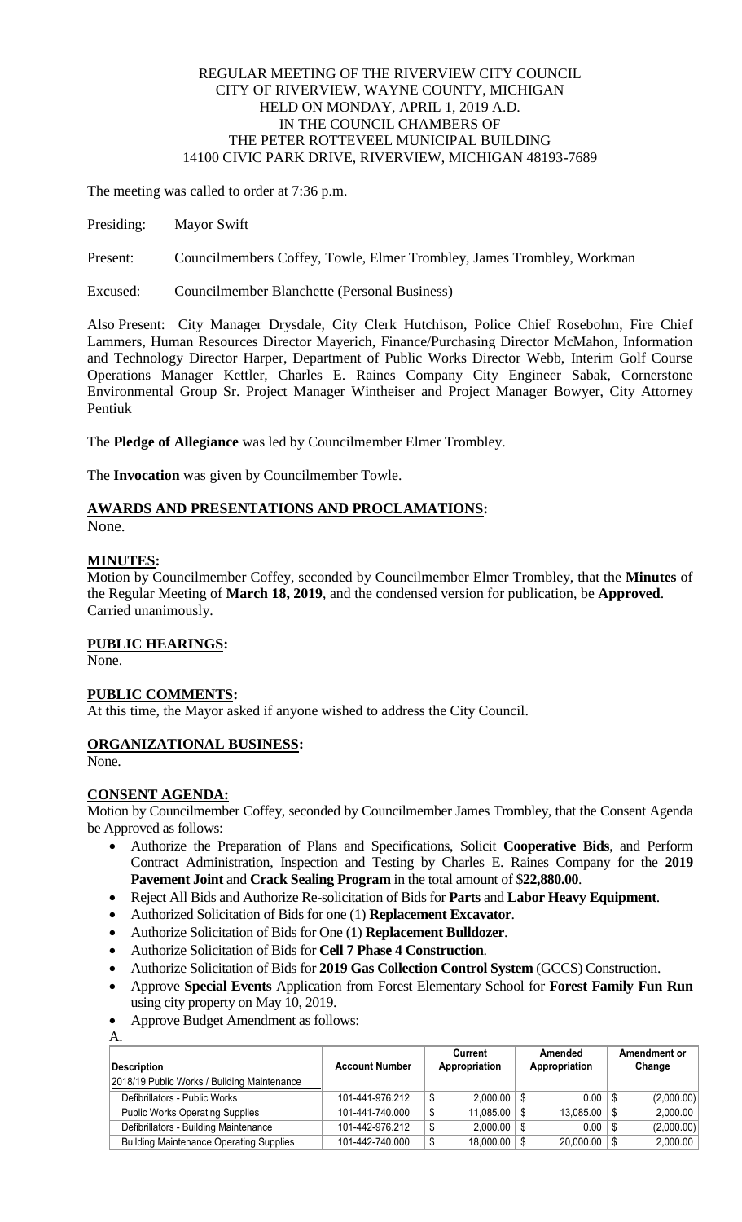REGULAR MEETING OF THE RIVERVIEW CITY COUNCIL
CITY OF RIVERVIEW, WAYNE COUNTY, MICHIGAN
HELD ON MONDAY, APRIL 1, 2019 A.D.
IN THE COUNCIL CHAMBERS OF
THE PETER ROTTEVEEL MUNICIPAL BUILDING
14100 CIVIC PARK DRIVE, RIVERVIEW, MICHIGAN 48193-7689

The meeting was called to order at 7:36 p.m.

Presiding: Mayor Swift

Present: Councilmembers Coffey, Towle, Elmer Trombley, James Trombley, Workman

Excused: Councilmember Blanchette (Personal Business)

Also Present: City Manager Drysdale, City Clerk Hutchison, Police Chief Rosebohm, Fire Chief Lammers, Human Resources Director Mayerich, Finance/Purchasing Director McMahon, Information and Technology Director Harper, Department of Public Works Director Webb, Interim Golf Course Operations Manager Kettler, Charles E. Raines Company City Engineer Sabak, Cornerstone Environmental Group Sr. Project Manager Wintheiser and Project Manager Bowyer, City Attorney Pentiuk

The **Pledge of Allegiance** was led by Councilmember Elmer Trombley.

The **Invocation** was given by Councilmember Towle.

## AWARDS AND PRESENTATIONS AND PROCLAMATIONS:

None.

## MINUTES:

Motion by Councilmember Coffey, seconded by Councilmember Elmer Trombley, that the **Minutes** of the Regular Meeting of **March 18, 2019**, and the condensed version for publication, be **Approved**. Carried unanimously.

## PUBLIC HEARINGS:

None.

## PUBLIC COMMENTS:

At this time, the Mayor asked if anyone wished to address the City Council.

## ORGANIZATIONAL BUSINESS:

None.

## CONSENT AGENDA:

Motion by Councilmember Coffey, seconded by Councilmember James Trombley, that the Consent Agenda be Approved as follows:

- Authorize the Preparation of Plans and Specifications, Solicit **Cooperative Bids**, and Perform Contract Administration, Inspection and Testing by Charles E. Raines Company for the **2019 Pavement Joint** and **Crack Sealing Program** in the total amount of $**22,880.00**.
- Reject All Bids and Authorize Re-solicitation of Bids for **Parts** and **Labor Heavy Equipment**.
- Authorized Solicitation of Bids for one (1) **Replacement Excavator**.
- Authorize Solicitation of Bids for One (1) **Replacement Bulldozer**.
- Authorize Solicitation of Bids for **Cell 7 Phase 4 Construction**.
- Authorize Solicitation of Bids for **2019 Gas Collection Control System** (GCCS) Construction.
- Approve **Special Events** Application from Forest Elementary School for **Forest Family Fun Run** using city property on May 10, 2019.
- Approve Budget Amendment as follows:

A.

| Description | Account Number | Current Appropriation | Amended Appropriation | Amendment or Change |
|---|---|---|---|---|
| 2018/19 Public Works / Building Maintenance | | | | |
| Defibrillators - Public Works | 101-441-976.212 | $ 2,000.00 | $ 0.00 | $ (2,000.00) |
| Public Works Operating Supplies | 101-441-740.000 | $ 11,085.00 | $ 13,085.00 | $ 2,000.00 |
| Defibrillators - Building Maintenance | 101-442-976.212 | $ 2,000.00 | $ 0.00 | $ (2,000.00) |
| Building Maintenance Operating Supplies | 101-442-740.000 | $ 18,000.00 | $ 20,000.00 | $ 2,000.00 |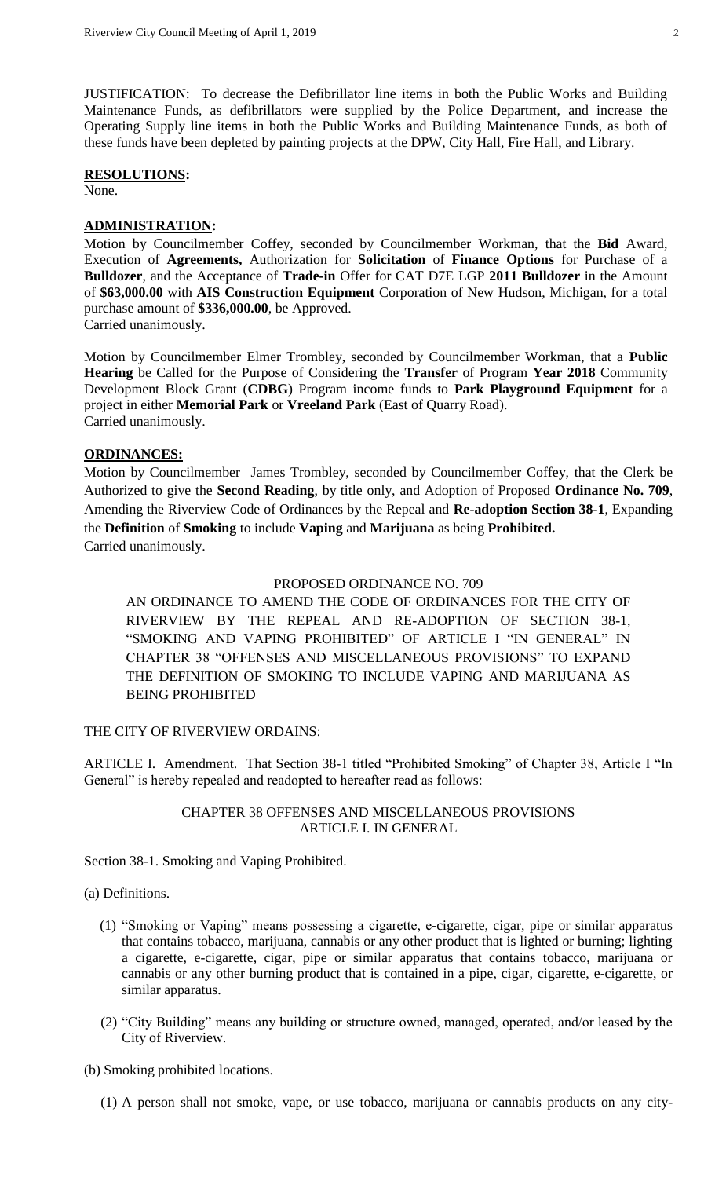JUSTIFICATION: To decrease the Defibrillator line items in both the Public Works and Building Maintenance Funds, as defibrillators were supplied by the Police Department, and increase the Operating Supply line items in both the Public Works and Building Maintenance Funds, as both of these funds have been depleted by painting projects at the DPW, City Hall, Fire Hall, and Library.

**RESOLUTIONS:**

None.

**ADMINISTRATION:**

Motion by Councilmember Coffey, seconded by Councilmember Workman, that the **Bid** Award, Execution of **Agreements,** Authorization for **Solicitation** of **Finance Options** for Purchase of a **Bulldozer**, and the Acceptance of **Trade-in** Offer for CAT D7E LGP **2011 Bulldozer** in the Amount of **$63,000.00** with **AIS Construction Equipment** Corporation of New Hudson, Michigan, for a total purchase amount of **$336,000.00**, be Approved.
Carried unanimously.

Motion by Councilmember Elmer Trombley, seconded by Councilmember Workman, that a **Public Hearing** be Called for the Purpose of Considering the **Transfer** of Program **Year 2018** Community Development Block Grant (**CDBG**) Program income funds to **Park Playground Equipment** for a project in either **Memorial Park** or **Vreeland Park** (East of Quarry Road).
Carried unanimously.

**ORDINANCES:**

Motion by Councilmember James Trombley, seconded by Councilmember Coffey, that the Clerk be Authorized to give the **Second Reading**, by title only, and Adoption of Proposed **Ordinance No. 709**, Amending the Riverview Code of Ordinances by the Repeal and **Re-adoption Section 38-1**, Expanding the **Definition** of **Smoking** to include **Vaping** and **Marijuana** as being **Prohibited.**
Carried unanimously.

PROPOSED ORDINANCE NO. 709

AN ORDINANCE TO AMEND THE CODE OF ORDINANCES FOR THE CITY OF RIVERVIEW BY THE REPEAL AND RE-ADOPTION OF SECTION 38-1, "SMOKING AND VAPING PROHIBITED" OF ARTICLE I "IN GENERAL" IN CHAPTER 38 "OFFENSES AND MISCELLANEOUS PROVISIONS" TO EXPAND THE DEFINITION OF SMOKING TO INCLUDE VAPING AND MARIJUANA AS BEING PROHIBITED

THE CITY OF RIVERVIEW ORDAINS:

ARTICLE I. Amendment. That Section 38-1 titled "Prohibited Smoking" of Chapter 38, Article I "In General" is hereby repealed and readopted to hereafter read as follows:

CHAPTER 38 OFFENSES AND MISCELLANEOUS PROVISIONS
ARTICLE I. IN GENERAL

Section 38-1. Smoking and Vaping Prohibited.

(a) Definitions.

(1) "Smoking or Vaping" means possessing a cigarette, e-cigarette, cigar, pipe or similar apparatus that contains tobacco, marijuana, cannabis or any other product that is lighted or burning; lighting a cigarette, e-cigarette, cigar, pipe or similar apparatus that contains tobacco, marijuana or cannabis or any other burning product that is contained in a pipe, cigar, cigarette, e-cigarette, or similar apparatus.

(2) "City Building" means any building or structure owned, managed, operated, and/or leased by the City of Riverview.

(b) Smoking prohibited locations.

(1) A person shall not smoke, vape, or use tobacco, marijuana or cannabis products on any city-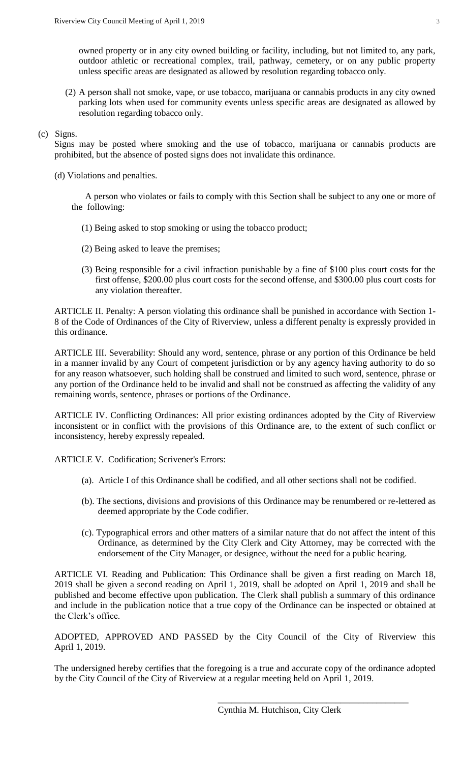owned property or in any city owned building or facility, including, but not limited to, any park, outdoor athletic or recreational complex, trail, pathway, cemetery, or on any public property unless specific areas are designated as allowed by resolution regarding tobacco only.

(2) A person shall not smoke, vape, or use tobacco, marijuana or cannabis products in any city owned parking lots when used for community events unless specific areas are designated as allowed by resolution regarding tobacco only.

(c) Signs.

Signs may be posted where smoking and the use of tobacco, marijuana or cannabis products are prohibited, but the absence of posted signs does not invalidate this ordinance.

(d) Violations and penalties.

A person who violates or fails to comply with this Section shall be subject to any one or more of the following:

(1) Being asked to stop smoking or using the tobacco product;

(2) Being asked to leave the premises;

(3) Being responsible for a civil infraction punishable by a fine of $100 plus court costs for the first offense, $200.00 plus court costs for the second offense, and $300.00 plus court costs for any violation thereafter.

ARTICLE II. Penalty: A person violating this ordinance shall be punished in accordance with Section 1-8 of the Code of Ordinances of the City of Riverview, unless a different penalty is expressly provided in this ordinance.

ARTICLE III. Severability: Should any word, sentence, phrase or any portion of this Ordinance be held in a manner invalid by any Court of competent jurisdiction or by any agency having authority to do so for any reason whatsoever, such holding shall be construed and limited to such word, sentence, phrase or any portion of the Ordinance held to be invalid and shall not be construed as affecting the validity of any remaining words, sentence, phrases or portions of the Ordinance.

ARTICLE IV. Conflicting Ordinances: All prior existing ordinances adopted by the City of Riverview inconsistent or in conflict with the provisions of this Ordinance are, to the extent of such conflict or inconsistency, hereby expressly repealed.

ARTICLE V. Codification; Scrivener's Errors:

(a). Article I of this Ordinance shall be codified, and all other sections shall not be codified.

(b). The sections, divisions and provisions of this Ordinance may be renumbered or re-lettered as deemed appropriate by the Code codifier.

(c). Typographical errors and other matters of a similar nature that do not affect the intent of this Ordinance, as determined by the City Clerk and City Attorney, may be corrected with the endorsement of the City Manager, or designee, without the need for a public hearing.

ARTICLE VI. Reading and Publication: This Ordinance shall be given a first reading on March 18, 2019 shall be given a second reading on April 1, 2019, shall be adopted on April 1, 2019 and shall be published and become effective upon publication. The Clerk shall publish a summary of this ordinance and include in the publication notice that a true copy of the Ordinance can be inspected or obtained at the Clerk's office.

ADOPTED, APPROVED AND PASSED by the City Council of the City of Riverview this April 1, 2019.

The undersigned hereby certifies that the foregoing is a true and accurate copy of the ordinance adopted by the City Council of the City of Riverview at a regular meeting held on April 1, 2019.

\_\_\_\_\_\_\_\_\_\_\_\_\_\_\_\_\_\_\_\_\_\_\_\_\_\_\_\_\_\_\_\_\_\_\_\_\_\_\_\_

Cynthia M. Hutchison, City Clerk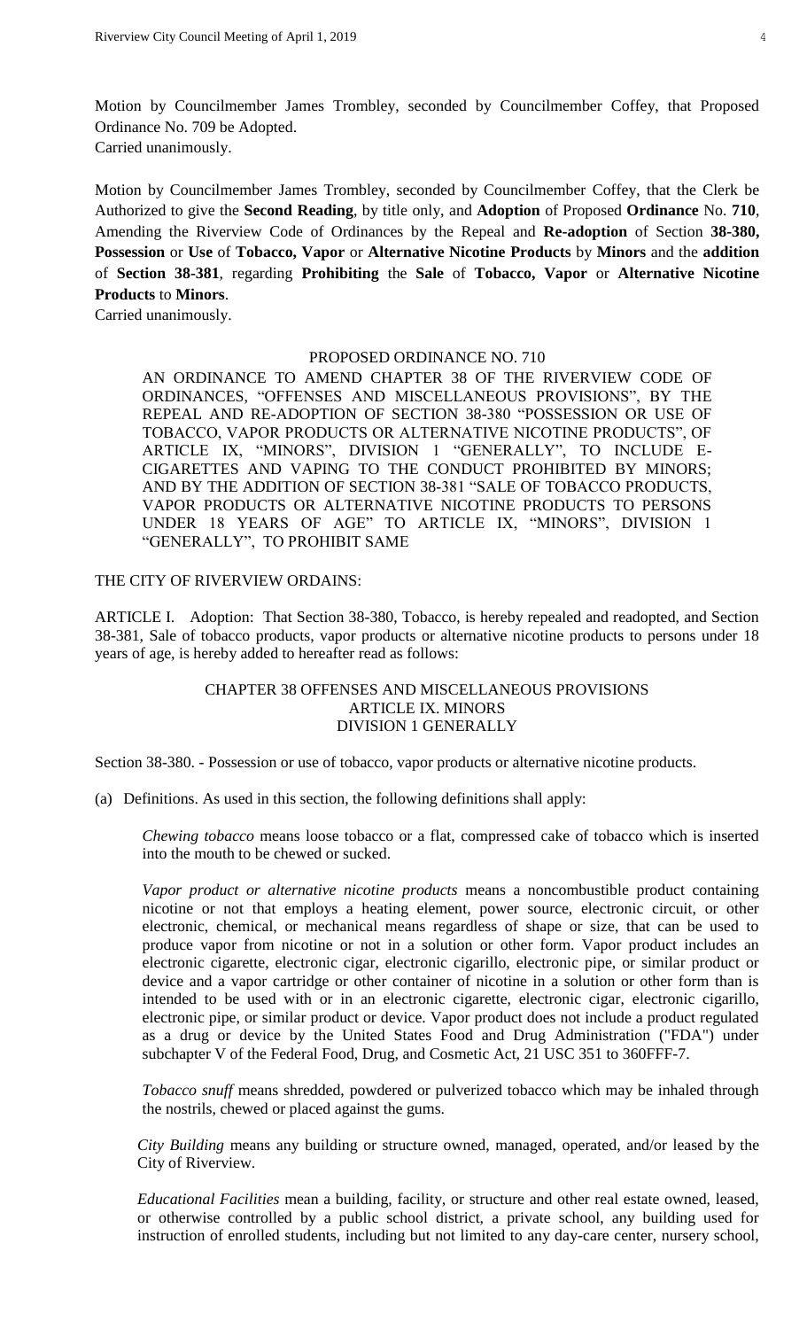Motion by Councilmember James Trombley, seconded by Councilmember Coffey, that Proposed Ordinance No. 709 be Adopted.
Carried unanimously.

Motion by Councilmember James Trombley, seconded by Councilmember Coffey, that the Clerk be Authorized to give the **Second Reading**, by title only, and **Adoption** of Proposed **Ordinance** No. **710**, Amending the Riverview Code of Ordinances by the Repeal and **Re-adoption** of Section **38-380, Possession** or **Use** of **Tobacco, Vapor** or **Alternative Nicotine Products** by **Minors** and the **addition** of **Section 38-381**, regarding **Prohibiting** the **Sale** of **Tobacco, Vapor** or **Alternative Nicotine Products** to **Minors**.
Carried unanimously.

PROPOSED ORDINANCE NO. 710

AN ORDINANCE TO AMEND CHAPTER 38 OF THE RIVERVIEW CODE OF ORDINANCES, "OFFENSES AND MISCELLANEOUS PROVISIONS", BY THE REPEAL AND RE-ADOPTION OF SECTION 38-380 "POSSESSION OR USE OF TOBACCO, VAPOR PRODUCTS OR ALTERNATIVE NICOTINE PRODUCTS", OF ARTICLE IX, "MINORS", DIVISION 1 "GENERALLY", TO INCLUDE E-CIGARETTES AND VAPING TO THE CONDUCT PROHIBITED BY MINORS; AND BY THE ADDITION OF SECTION 38-381 "SALE OF TOBACCO PRODUCTS, VAPOR PRODUCTS OR ALTERNATIVE NICOTINE PRODUCTS TO PERSONS UNDER 18 YEARS OF AGE" TO ARTICLE IX, "MINORS", DIVISION 1 "GENERALLY", TO PROHIBIT SAME

THE CITY OF RIVERVIEW ORDAINS:

ARTICLE I. Adoption: That Section 38-380, Tobacco, is hereby repealed and readopted, and Section 38-381, Sale of tobacco products, vapor products or alternative nicotine products to persons under 18 years of age, is hereby added to hereafter read as follows:

CHAPTER 38 OFFENSES AND MISCELLANEOUS PROVISIONS
ARTICLE IX. MINORS
DIVISION 1 GENERALLY

Section 38-380. - Possession or use of tobacco, vapor products or alternative nicotine products.

(a) Definitions. As used in this section, the following definitions shall apply:

*Chewing tobacco* means loose tobacco or a flat, compressed cake of tobacco which is inserted into the mouth to be chewed or sucked.

*Vapor product or alternative nicotine products* means a noncombustible product containing nicotine or not that employs a heating element, power source, electronic circuit, or other electronic, chemical, or mechanical means regardless of shape or size, that can be used to produce vapor from nicotine or not in a solution or other form. Vapor product includes an electronic cigarette, electronic cigar, electronic cigarillo, electronic pipe, or similar product or device and a vapor cartridge or other container of nicotine in a solution or other form than is intended to be used with or in an electronic cigarette, electronic cigar, electronic cigarillo, electronic pipe, or similar product or device. Vapor product does not include a product regulated as a drug or device by the United States Food and Drug Administration ("FDA") under subchapter V of the Federal Food, Drug, and Cosmetic Act, 21 USC 351 to 360FFF-7.

*Tobacco snuff* means shredded, powdered or pulverized tobacco which may be inhaled through the nostrils, chewed or placed against the gums.

*City Building* means any building or structure owned, managed, operated, and/or leased by the City of Riverview.

*Educational Facilities* mean a building, facility, or structure and other real estate owned, leased, or otherwise controlled by a public school district, a private school, any building used for instruction of enrolled students, including but not limited to any day-care center, nursery school,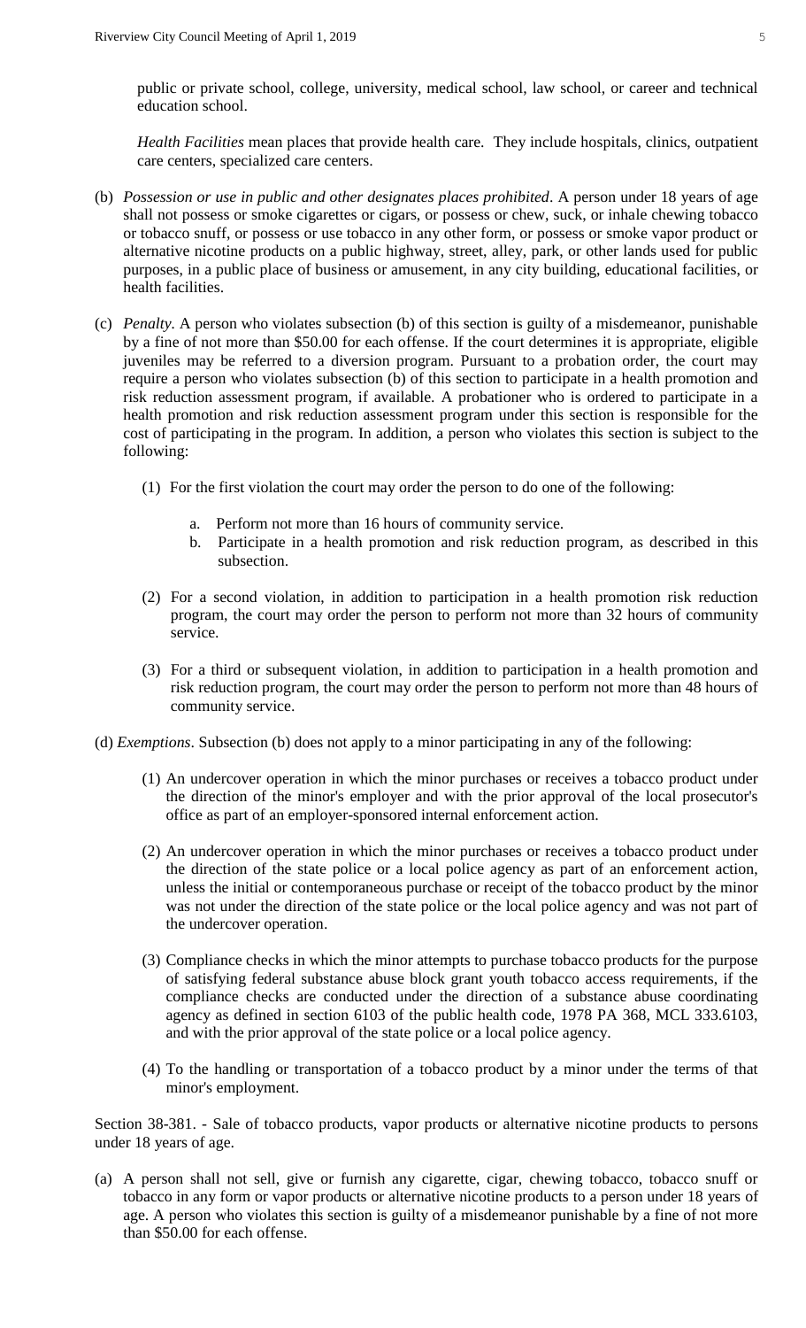public or private school, college, university, medical school, law school, or career and technical education school.

*Health Facilities* mean places that provide health care. They include hospitals, clinics, outpatient care centers, specialized care centers.

(b) *Possession or use in public and other designates places prohibited*. A person under 18 years of age shall not possess or smoke cigarettes or cigars, or possess or chew, suck, or inhale chewing tobacco or tobacco snuff, or possess or use tobacco in any other form, or possess or smoke vapor product or alternative nicotine products on a public highway, street, alley, park, or other lands used for public purposes, in a public place of business or amusement, in any city building, educational facilities, or health facilities.

(c) *Penalty*. A person who violates subsection (b) of this section is guilty of a misdemeanor, punishable by a fine of not more than $50.00 for each offense. If the court determines it is appropriate, eligible juveniles may be referred to a diversion program. Pursuant to a probation order, the court may require a person who violates subsection (b) of this section to participate in a health promotion and risk reduction assessment program, if available. A probationer who is ordered to participate in a health promotion and risk reduction assessment program under this section is responsible for the cost of participating in the program. In addition, a person who violates this section is subject to the following:

  (1) For the first violation the court may order the person to do one of the following:

    a. Perform not more than 16 hours of community service.
    b. Participate in a health promotion and risk reduction program, as described in this subsection.

  (2) For a second violation, in addition to participation in a health promotion risk reduction program, the court may order the person to perform not more than 32 hours of community service.

  (3) For a third or subsequent violation, in addition to participation in a health promotion and risk reduction program, the court may order the person to perform not more than 48 hours of community service.

(d) *Exemptions*. Subsection (b) does not apply to a minor participating in any of the following:

  (1) An undercover operation in which the minor purchases or receives a tobacco product under the direction of the minor's employer and with the prior approval of the local prosecutor's office as part of an employer-sponsored internal enforcement action.

  (2) An undercover operation in which the minor purchases or receives a tobacco product under the direction of the state police or a local police agency as part of an enforcement action, unless the initial or contemporaneous purchase or receipt of the tobacco product by the minor was not under the direction of the state police or the local police agency and was not part of the undercover operation.

  (3) Compliance checks in which the minor attempts to purchase tobacco products for the purpose of satisfying federal substance abuse block grant youth tobacco access requirements, if the compliance checks are conducted under the direction of a substance abuse coordinating agency as defined in section 6103 of the public health code, 1978 PA 368, MCL 333.6103, and with the prior approval of the state police or a local police agency.

  (4) To the handling or transportation of a tobacco product by a minor under the terms of that minor's employment.

Section 38-381. - Sale of tobacco products, vapor products or alternative nicotine products to persons under 18 years of age.

(a) A person shall not sell, give or furnish any cigarette, cigar, chewing tobacco, tobacco snuff or tobacco in any form or vapor products or alternative nicotine products to a person under 18 years of age. A person who violates this section is guilty of a misdemeanor punishable by a fine of not more than $50.00 for each offense.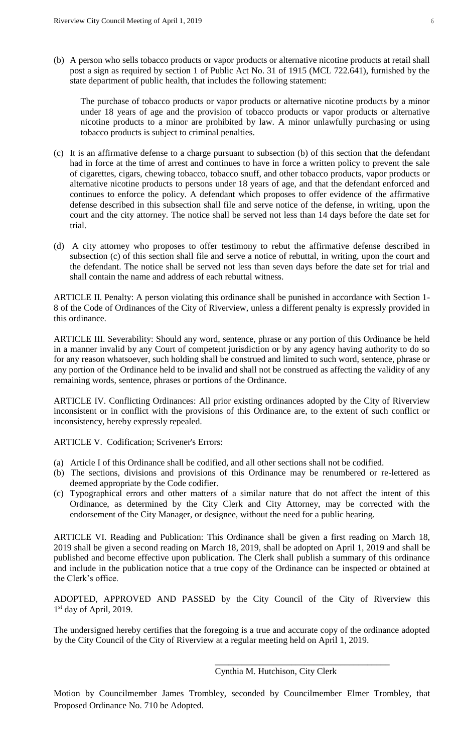(b) A person who sells tobacco products or vapor products or alternative nicotine products at retail shall post a sign as required by section 1 of Public Act No. 31 of 1915 (MCL 722.641), furnished by the state department of public health, that includes the following statement:

> The purchase of tobacco products or vapor products or alternative nicotine products by a minor under 18 years of age and the provision of tobacco products or vapor products or alternative nicotine products to a minor are prohibited by law. A minor unlawfully purchasing or using tobacco products is subject to criminal penalties.

(c) It is an affirmative defense to a charge pursuant to subsection (b) of this section that the defendant had in force at the time of arrest and continues to have in force a written policy to prevent the sale of cigarettes, cigars, chewing tobacco, tobacco snuff, and other tobacco products, vapor products or alternative nicotine products to persons under 18 years of age, and that the defendant enforced and continues to enforce the policy. A defendant which proposes to offer evidence of the affirmative defense described in this subsection shall file and serve notice of the defense, in writing, upon the court and the city attorney. The notice shall be served not less than 14 days before the date set for trial.

(d) A city attorney who proposes to offer testimony to rebut the affirmative defense described in subsection (c) of this section shall file and serve a notice of rebuttal, in writing, upon the court and the defendant. The notice shall be served not less than seven days before the date set for trial and shall contain the name and address of each rebuttal witness.

ARTICLE II. Penalty: A person violating this ordinance shall be punished in accordance with Section 1-8 of the Code of Ordinances of the City of Riverview, unless a different penalty is expressly provided in this ordinance.

ARTICLE III. Severability: Should any word, sentence, phrase or any portion of this Ordinance be held in a manner invalid by any Court of competent jurisdiction or by any agency having authority to do so for any reason whatsoever, such holding shall be construed and limited to such word, sentence, phrase or any portion of the Ordinance held to be invalid and shall not be construed as affecting the validity of any remaining words, sentence, phrases or portions of the Ordinance.

ARTICLE IV. Conflicting Ordinances: All prior existing ordinances adopted by the City of Riverview inconsistent or in conflict with the provisions of this Ordinance are, to the extent of such conflict or inconsistency, hereby expressly repealed.

ARTICLE V. Codification; Scrivener's Errors:

(a) Article I of this Ordinance shall be codified, and all other sections shall not be codified.
(b) The sections, divisions and provisions of this Ordinance may be renumbered or re-lettered as deemed appropriate by the Code codifier.
(c) Typographical errors and other matters of a similar nature that do not affect the intent of this Ordinance, as determined by the City Clerk and City Attorney, may be corrected with the endorsement of the City Manager, or designee, without the need for a public hearing.

ARTICLE VI. Reading and Publication: This Ordinance shall be given a first reading on March 18, 2019 shall be given a second reading on March 18, 2019, shall be adopted on April 1, 2019 and shall be published and become effective upon publication. The Clerk shall publish a summary of this ordinance and include in the publication notice that a true copy of the Ordinance can be inspected or obtained at the Clerk's office.

ADOPTED, APPROVED AND PASSED by the City Council of the City of Riverview this 1st day of April, 2019.

The undersigned hereby certifies that the foregoing is a true and accurate copy of the ordinance adopted by the City Council of the City of Riverview at a regular meeting held on April 1, 2019.

\_\_\_\_\_\_\_\_\_\_\_\_\_\_\_\_\_\_\_\_\_\_\_\_\_\_\_\_\_\_\_\_\_\_\_\_\_\_\_\_

Cynthia M. Hutchison, City Clerk

Motion by Councilmember James Trombley, seconded by Councilmember Elmer Trombley, that Proposed Ordinance No. 710 be Adopted.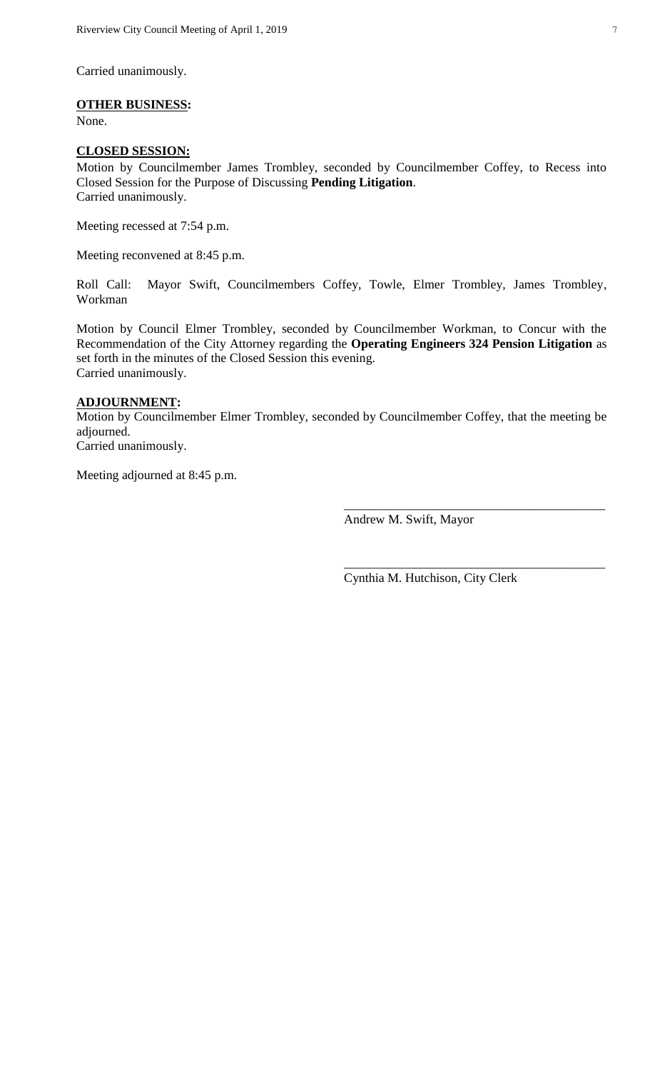Carried unanimously.

**OTHER BUSINESS:**

None.

**CLOSED SESSION:**

Motion by Councilmember James Trombley, seconded by Councilmember Coffey, to Recess into Closed Session for the Purpose of Discussing **Pending Litigation**.
Carried unanimously.

Meeting recessed at 7:54 p.m.

Meeting reconvened at 8:45 p.m.

Roll Call: Mayor Swift, Councilmembers Coffey, Towle, Elmer Trombley, James Trombley, Workman

Motion by Council Elmer Trombley, seconded by Councilmember Workman, to Concur with the Recommendation of the City Attorney regarding the **Operating Engineers 324 Pension Litigation** as set forth in the minutes of the Closed Session this evening.
Carried unanimously.

**ADJOURNMENT:**

Motion by Councilmember Elmer Trombley, seconded by Councilmember Coffey, that the meeting be adjourned.
Carried unanimously.

Meeting adjourned at 8:45 p.m.

\_\_\_\_\_\_\_\_\_\_\_\_\_\_\_\_\_\_\_\_\_\_\_\_\_\_\_\_\_\_\_\_\_\_\_\_\_\_\_\_
Andrew M. Swift, Mayor

\_\_\_\_\_\_\_\_\_\_\_\_\_\_\_\_\_\_\_\_\_\_\_\_\_\_\_\_\_\_\_\_\_\_\_\_\_\_\_\_
Cynthia M. Hutchison, City Clerk